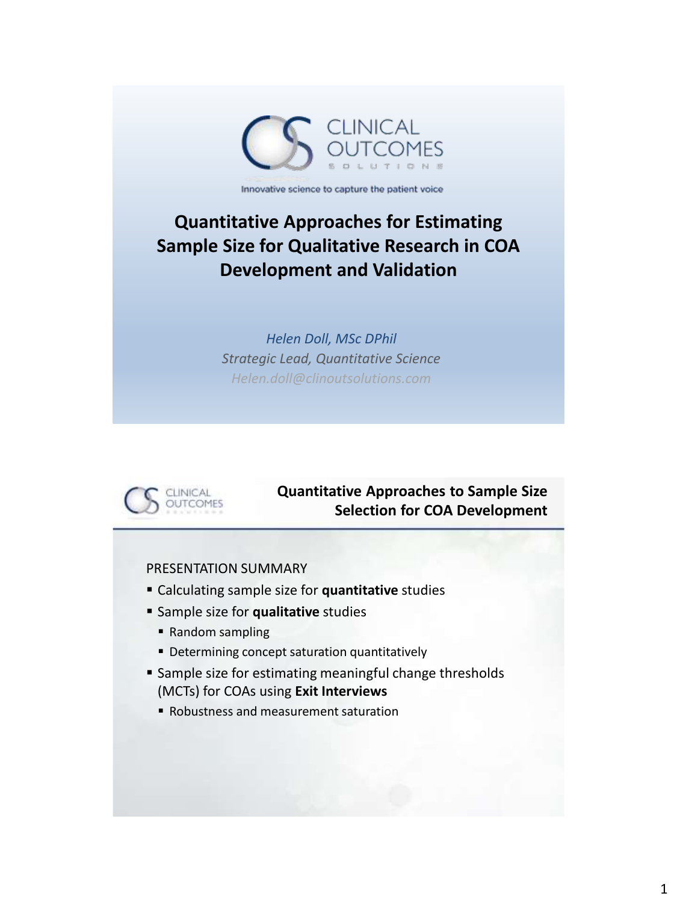CLINICAL OUTCOMES SOLUTIONS

Innovative science to capture the patient voice

# Quantitative Approaches for Estimating Sample Size for Qualitative Research in COA Development and Validation

*Helen Doll, MSc DPhil*

*Strategic Lead, Quantitative Science*

*Helen.doll@clinoutsolutions.com*

## Quantitative Approaches to Sample Size Selection for COA Development

PRESENTATION SUMMARY

- Calculating sample size for **quantitative** studies
- Sample size for **qualitative** studies
  - Random sampling
  - Determining concept saturation quantitatively
- Sample size for estimating meaningful change thresholds (MCTs) for COAs using **Exit Interviews**
  - Robustness and measurement saturation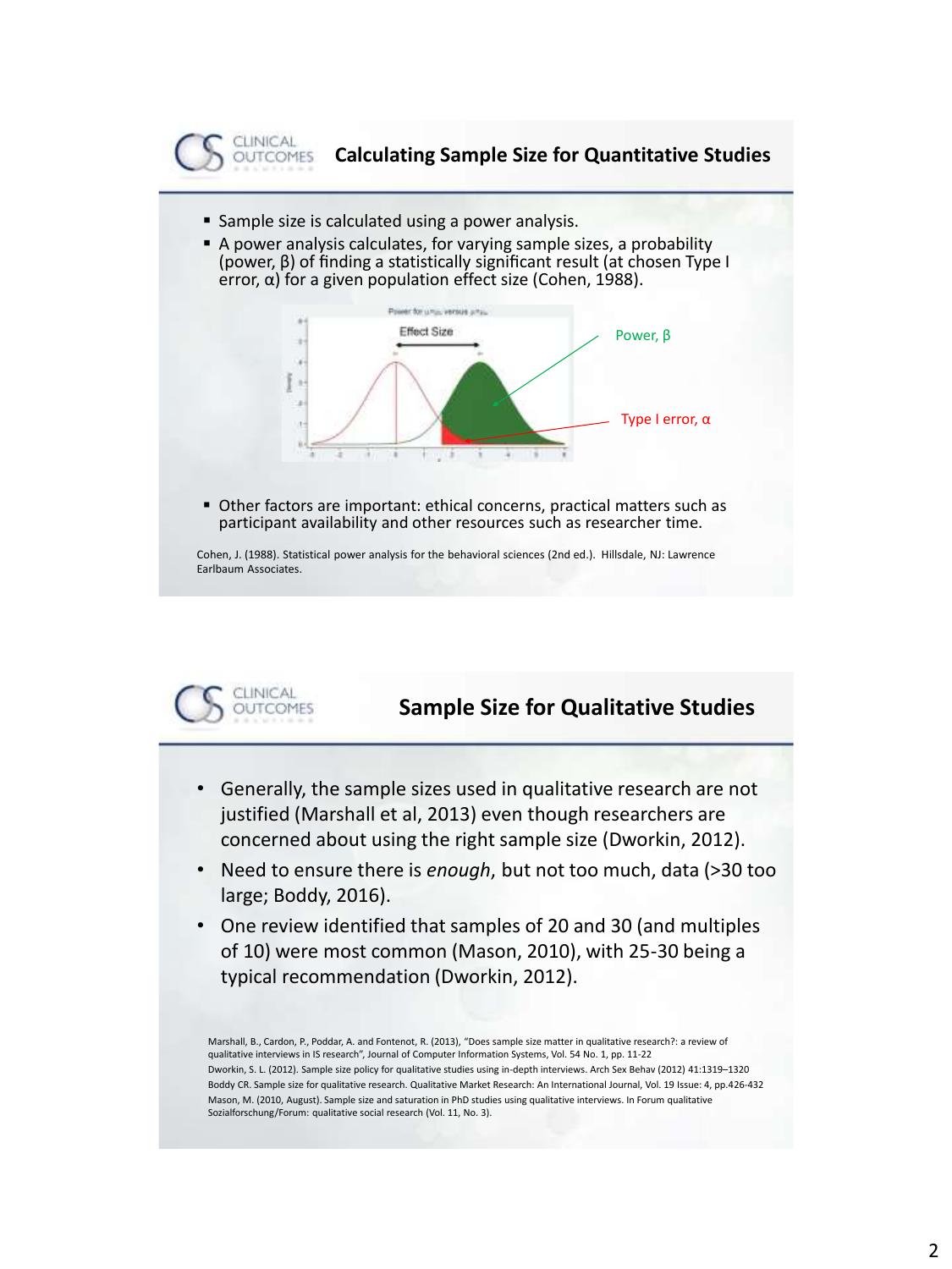## Calculating Sample Size for Quantitative Studies

- Sample size is calculated using a power analysis.
- A power analysis calculates, for varying sample sizes, a probability (power, β) of finding a statistically significant result (at chosen Type I error, α) for a given population effect size (Cohen, 1988).

Effect Size

Power, β

Type I error, α

- Other factors are important: ethical concerns, practical matters such as participant availability and other resources such as researcher time.

Cohen, J. (1988). Statistical power analysis for the behavioral sciences (2nd ed.). Hillsdale, NJ: Lawrence Earlbaum Associates.

## Sample Size for Qualitative Studies

- Generally, the sample sizes used in qualitative research are not justified (Marshall et al, 2013) even though researchers are concerned about using the right sample size (Dworkin, 2012).
- Need to ensure there is *enough*, but not too much, data (>30 too large; Boddy, 2016).
- One review identified that samples of 20 and 30 (and multiples of 10) were most common (Mason, 2010), with 25-30 being a typical recommendation (Dworkin, 2012).

Marshall, B., Cardon, P., Poddar, A. and Fontenot, R. (2013), "Does sample size matter in qualitative research?: a review of qualitative interviews in IS research", Journal of Computer Information Systems, Vol. 54 No. 1, pp. 11-22

Dworkin, S. L. (2012). Sample size policy for qualitative studies using in-depth interviews. Arch Sex Behav (2012) 41:1319–1320

Boddy CR. Sample size for qualitative research. Qualitative Market Research: An International Journal, Vol. 19 Issue: 4, pp.426-432

Mason, M. (2010, August). Sample size and saturation in PhD studies using qualitative interviews. In Forum qualitative Sozialforschung/Forum: qualitative social research (Vol. 11, No. 3).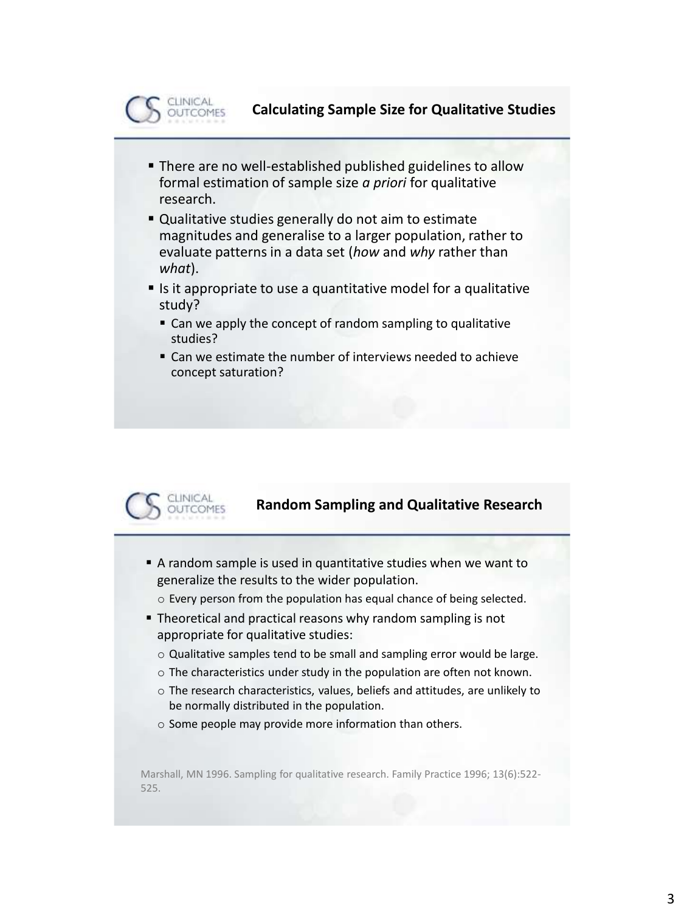## Calculating Sample Size for Qualitative Studies

- There are no well-established published guidelines to allow formal estimation of sample size *a priori* for qualitative research.
- Qualitative studies generally do not aim to estimate magnitudes and generalise to a larger population, rather to evaluate patterns in a data set (*how* and *why* rather than *what*).
- Is it appropriate to use a quantitative model for a qualitative study?
  - Can we apply the concept of random sampling to qualitative studies?
  - Can we estimate the number of interviews needed to achieve concept saturation?

## Random Sampling and Qualitative Research

- A random sample is used in quantitative studies when we want to generalize the results to the wider population.
  - Every person from the population has equal chance of being selected.
- Theoretical and practical reasons why random sampling is not appropriate for qualitative studies:
  - Qualitative samples tend to be small and sampling error would be large.
  - The characteristics under study in the population are often not known.
  - The research characteristics, values, beliefs and attitudes, are unlikely to be normally distributed in the population.
  - Some people may provide more information than others.

Marshall, MN 1996. Sampling for qualitative research. Family Practice 1996; 13(6):522-525.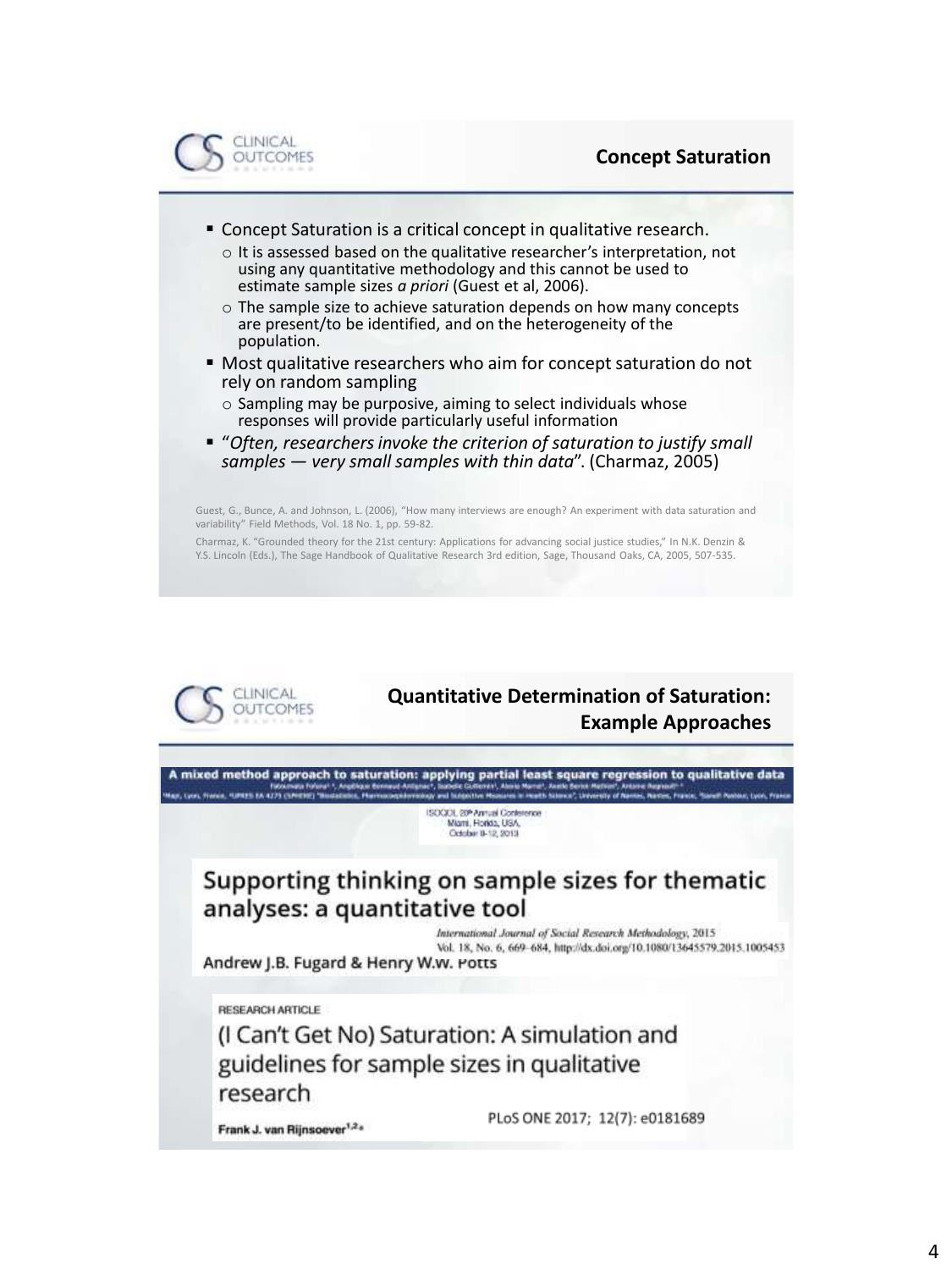## Concept Saturation

- Concept Saturation is a critical concept in qualitative research.
  - It is assessed based on the qualitative researcher's interpretation, not using any quantitative methodology and this cannot be used to estimate sample sizes *a priori* (Guest et al, 2006).
  - The sample size to achieve saturation depends on how many concepts are present/to be identified, and on the heterogeneity of the population.
- Most qualitative researchers who aim for concept saturation do not rely on random sampling
  - Sampling may be purposive, aiming to select individuals whose responses will provide particularly useful information
- "*Often, researchers invoke the criterion of saturation to justify small samples — very small samples with thin data*". (Charmaz, 2005)

Guest, G., Bunce, A. and Johnson, L. (2006), "How many interviews are enough? An experiment with data saturation and variability" Field Methods, Vol. 18 No. 1, pp. 59-82.

Charmaz, K. "Grounded theory for the 21st century: Applications for advancing social justice studies," In N.K. Denzin & Y.S. Lincoln (Eds.), The Sage Handbook of Qualitative Research 3rd edition, Sage, Thousand Oaks, CA, 2005, 507-535.

## Quantitative Determination of Saturation: Example Approaches

**A mixed method approach to saturation: applying partial least square regression to qualitative data**

ISOQOL 20th Annual Conference
Miami, Florida, USA,
October 9-12, 2013

**Supporting thinking on sample sizes for thematic analyses: a quantitative tool**

International Journal of Social Research Methodology, 2015
Vol. 18, No. 6, 669–684, http://dx.doi.org/10.1080/13645579.2015.1005453

Andrew J.B. Fugard & Henry W.W. Potts

RESEARCH ARTICLE

**(I Can't Get No) Saturation: A simulation and guidelines for sample sizes in qualitative research**

Frank J. van Rijnsoever[1,2]*

PLoS ONE 2017; 12(7): e0181689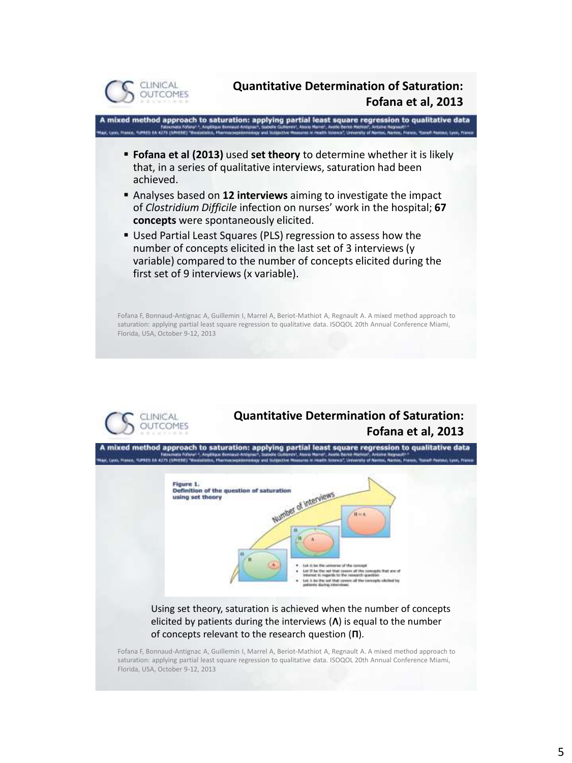## Quantitative Determination of Saturation: Fofana et al, 2013

**A mixed method approach to saturation: applying partial least square regression to qualitative data**

- **Fofana et al (2013)** used **set theory** to determine whether it is likely that, in a series of qualitative interviews, saturation had been achieved.
- Analyses based on **12 interviews** aiming to investigate the impact of *Clostridium Difficile* infection on nurses' work in the hospital; **67 concepts** were spontaneously elicited.
- Used Partial Least Squares (PLS) regression to assess how the number of concepts elicited in the last set of 3 interviews (y variable) compared to the number of concepts elicited during the first set of 9 interviews (x variable).

Fofana F, Bonnaud-Antignac A, Guillemin I, Marrel A, Beriot-Mathiot A, Regnault A. A mixed method approach to saturation: applying partial least square regression to qualitative data. ISOQOL 20th Annual Conference Miami, Florida, USA, October 9-12, 2013

## Quantitative Determination of Saturation: Fofana et al, 2013

**A mixed method approach to saturation: applying partial least square regression to qualitative data**

Figure 1. Definition of the question of saturation using set theory

Using set theory, saturation is achieved when the number of concepts elicited by patients during the interviews (**Λ**) is equal to the number of concepts relevant to the research question (**Π**).

Fofana F, Bonnaud-Antignac A, Guillemin I, Marrel A, Beriot-Mathiot A, Regnault A. A mixed method approach to saturation: applying partial least square regression to qualitative data. ISOQOL 20th Annual Conference Miami, Florida, USA, October 9-12, 2013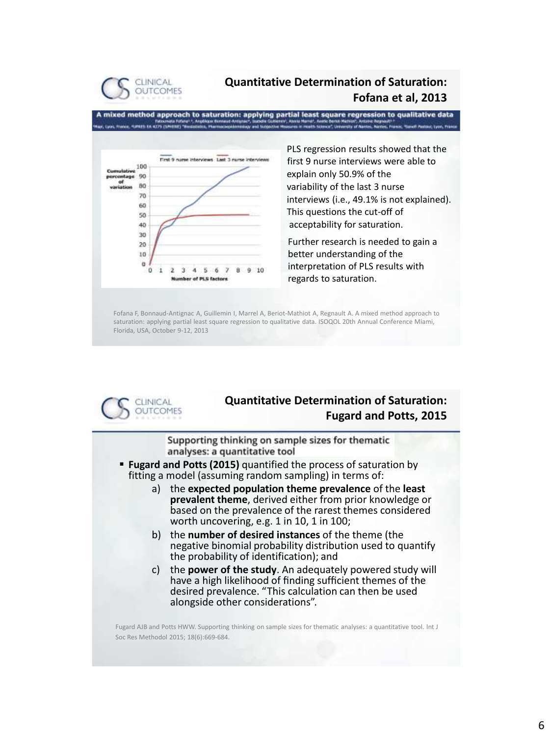## Quantitative Determination of Saturation: Fofana et al, 2013

**A mixed method approach to saturation: applying partial least square regression to qualitative data**

PLS regression results showed that the first 9 nurse interviews were able to explain only 50.9% of the variability of the last 3 nurse interviews (i.e., 49.1% is not explained). This questions the cut-off of acceptability for saturation.

Further research is needed to gain a better understanding of the interpretation of PLS results with regards to saturation.

Fofana F, Bonnaud-Antignac A, Guillemin I, Marrel A, Beriot-Mathiot A, Regnault A. A mixed method approach to saturation: applying partial least square regression to qualitative data. ISOQOL 20th Annual Conference Miami, Florida, USA, October 9-12, 2013

## Quantitative Determination of Saturation: Fugard and Potts, 2015

Supporting thinking on sample sizes for thematic analyses: a quantitative tool

- **Fugard and Potts (2015)** quantified the process of saturation by fitting a model (assuming random sampling) in terms of:
  a) the **expected population theme prevalence** of the **least prevalent theme**, derived either from prior knowledge or based on the prevalence of the rarest themes considered worth uncovering, e.g. 1 in 10, 1 in 100;
  b) the **number of desired instances** of the theme (the negative binomial probability distribution used to quantify the probability of identification); and
  c) the **power of the study**. An adequately powered study will have a high likelihood of finding sufficient themes of the desired prevalence. "This calculation can then be used alongside other considerations".

Fugard AJB and Potts HWW. Supporting thinking on sample sizes for thematic analyses: a quantitative tool. Int J Soc Res Methodol 2015; 18(6):669-684.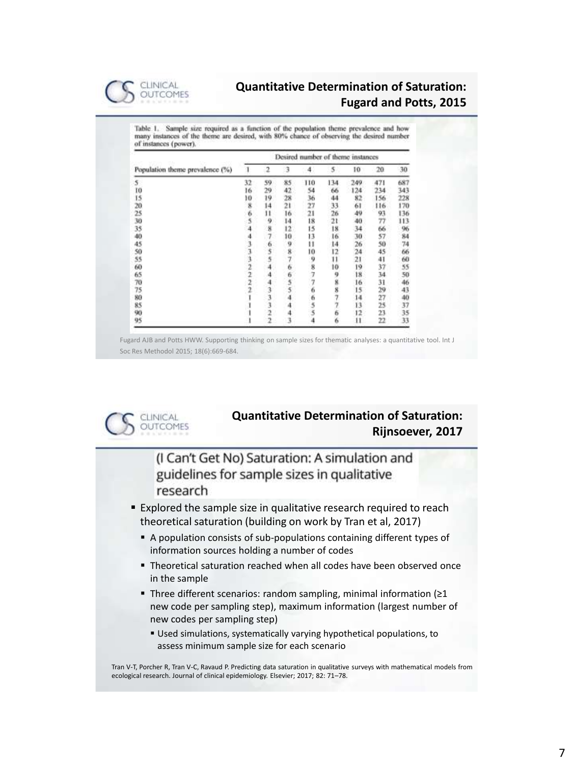## Quantitative Determination of Saturation: Fugard and Potts, 2015

Table 1. Sample size required as a function of the population theme prevalence and how many instances of the theme are desired, with 80% chance of observing the desired number of instances (power).

| Population theme prevalence (%) | Desired number of theme instances | | | | | | | |
|---|---|---|---|---|---|---|---|---|
| | 1 | 2 | 3 | 4 | 5 | 10 | 20 | 30 |
| 5 | 32 | 59 | 85 | 110 | 134 | 249 | 471 | 687 |
| 10 | 16 | 29 | 42 | 54 | 66 | 124 | 234 | 343 |
| 15 | 10 | 19 | 28 | 36 | 44 | 82 | 156 | 228 |
| 20 | 8 | 14 | 21 | 27 | 33 | 61 | 116 | 170 |
| 25 | 6 | 11 | 16 | 21 | 26 | 49 | 93 | 136 |
| 30 | 5 | 9 | 14 | 18 | 21 | 40 | 77 | 113 |
| 35 | 4 | 8 | 12 | 15 | 18 | 34 | 66 | 96 |
| 40 | 4 | 7 | 10 | 13 | 16 | 30 | 57 | 84 |
| 45 | 3 | 6 | 9 | 11 | 14 | 26 | 50 | 74 |
| 50 | 3 | 5 | 8 | 10 | 12 | 24 | 45 | 66 |
| 55 | 3 | 5 | 7 | 9 | 11 | 21 | 41 | 60 |
| 60 | 2 | 4 | 6 | 8 | 10 | 19 | 37 | 55 |
| 65 | 2 | 4 | 6 | 7 | 9 | 18 | 34 | 50 |
| 70 | 2 | 4 | 5 | 7 | 8 | 16 | 31 | 46 |
| 75 | 2 | 3 | 5 | 6 | 8 | 15 | 29 | 43 |
| 80 | 1 | 3 | 4 | 6 | 7 | 14 | 27 | 40 |
| 85 | 1 | 3 | 4 | 5 | 7 | 13 | 25 | 37 |
| 90 | 1 | 2 | 4 | 5 | 6 | 12 | 23 | 35 |
| 95 | 1 | 2 | 3 | 4 | 6 | 11 | 22 | 33 |

Fugard AJB and Potts HWW. Supporting thinking on sample sizes for thematic analyses: a quantitative tool. Int J Soc Res Methodol 2015; 18(6):669-684.

## Quantitative Determination of Saturation: Rijnsoever, 2017

### (I Can't Get No) Saturation: A simulation and guidelines for sample sizes in qualitative research

- Explored the sample size in qualitative research required to reach theoretical saturation (building on work by Tran et al, 2017)
  - A population consists of sub-populations containing different types of information sources holding a number of codes
  - Theoretical saturation reached when all codes have been observed once in the sample
  - Three different scenarios: random sampling, minimal information (≥1 new code per sampling step), maximum information (largest number of new codes per sampling step)
    - Used simulations, systematically varying hypothetical populations, to assess minimum sample size for each scenario

Tran V-T, Porcher R, Tran V-C, Ravaud P. Predicting data saturation in qualitative surveys with mathematical models from ecological research. Journal of clinical epidemiology. Elsevier; 2017; 82: 71–78.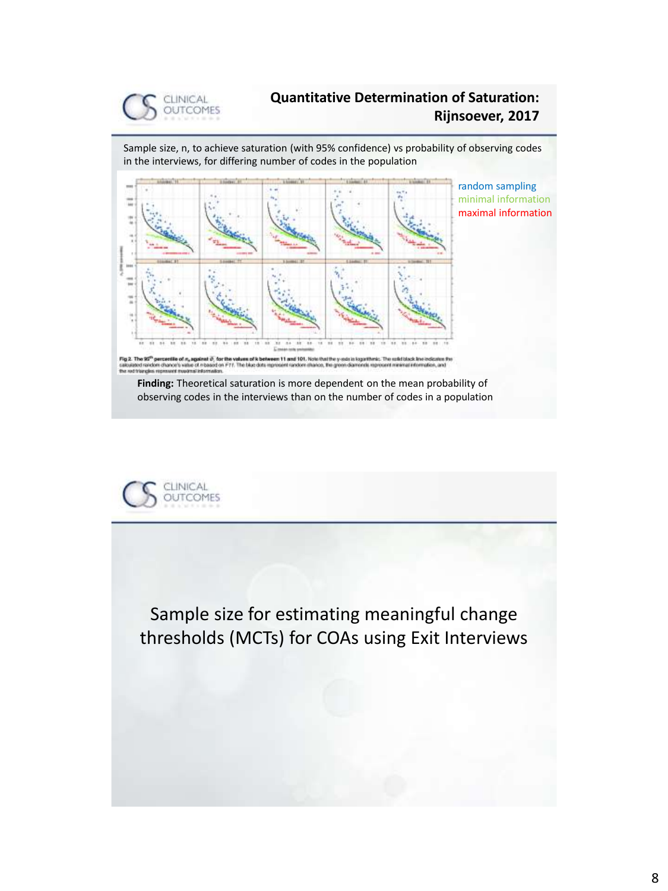## Quantitative Determination of Saturation: Rijnsoever, 2017

Sample size, n, to achieve saturation (with 95% confidence) vs probability of observing codes in the interviews, for differing number of codes in the population

random sampling
minimal information
maximal information

Fig 2. The 95th percentile of $n_s$ against $\bar{p}$, for the values of k between 11 and 101. Note that the y-axis is logarithmic. The solid black line indicates the calculated random chance's value of n based on F11. The blue dots represent random chance, the green diamonds represent minimal information, and the red triangles represent maximal information.

**Finding:** Theoretical saturation is more dependent on the mean probability of observing codes in the interviews than on the number of codes in a population

---

## Sample size for estimating meaningful change thresholds (MCTs) for COAs using Exit Interviews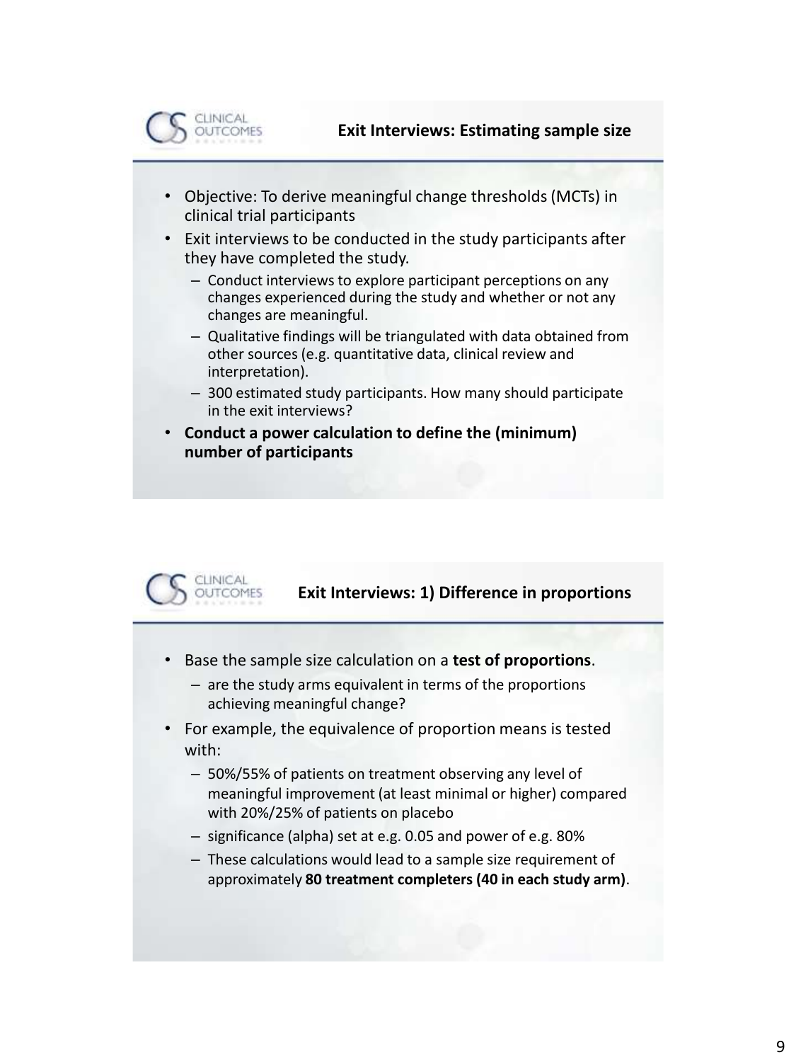## Exit Interviews: Estimating sample size

- Objective: To derive meaningful change thresholds (MCTs) in clinical trial participants
- Exit interviews to be conducted in the study participants after they have completed the study.
  - Conduct interviews to explore participant perceptions on any changes experienced during the study and whether or not any changes are meaningful.
  - Qualitative findings will be triangulated with data obtained from other sources (e.g. quantitative data, clinical review and interpretation).
  - 300 estimated study participants. How many should participate in the exit interviews?
- **Conduct a power calculation to define the (minimum) number of participants**

## Exit Interviews: 1) Difference in proportions

- Base the sample size calculation on a **test of proportions**.
  - are the study arms equivalent in terms of the proportions achieving meaningful change?
- For example, the equivalence of proportion means is tested with:
  - 50%/55% of patients on treatment observing any level of meaningful improvement (at least minimal or higher) compared with 20%/25% of patients on placebo
  - significance (alpha) set at e.g. 0.05 and power of e.g. 80%
  - These calculations would lead to a sample size requirement of approximately **80 treatment completers (40 in each study arm)**.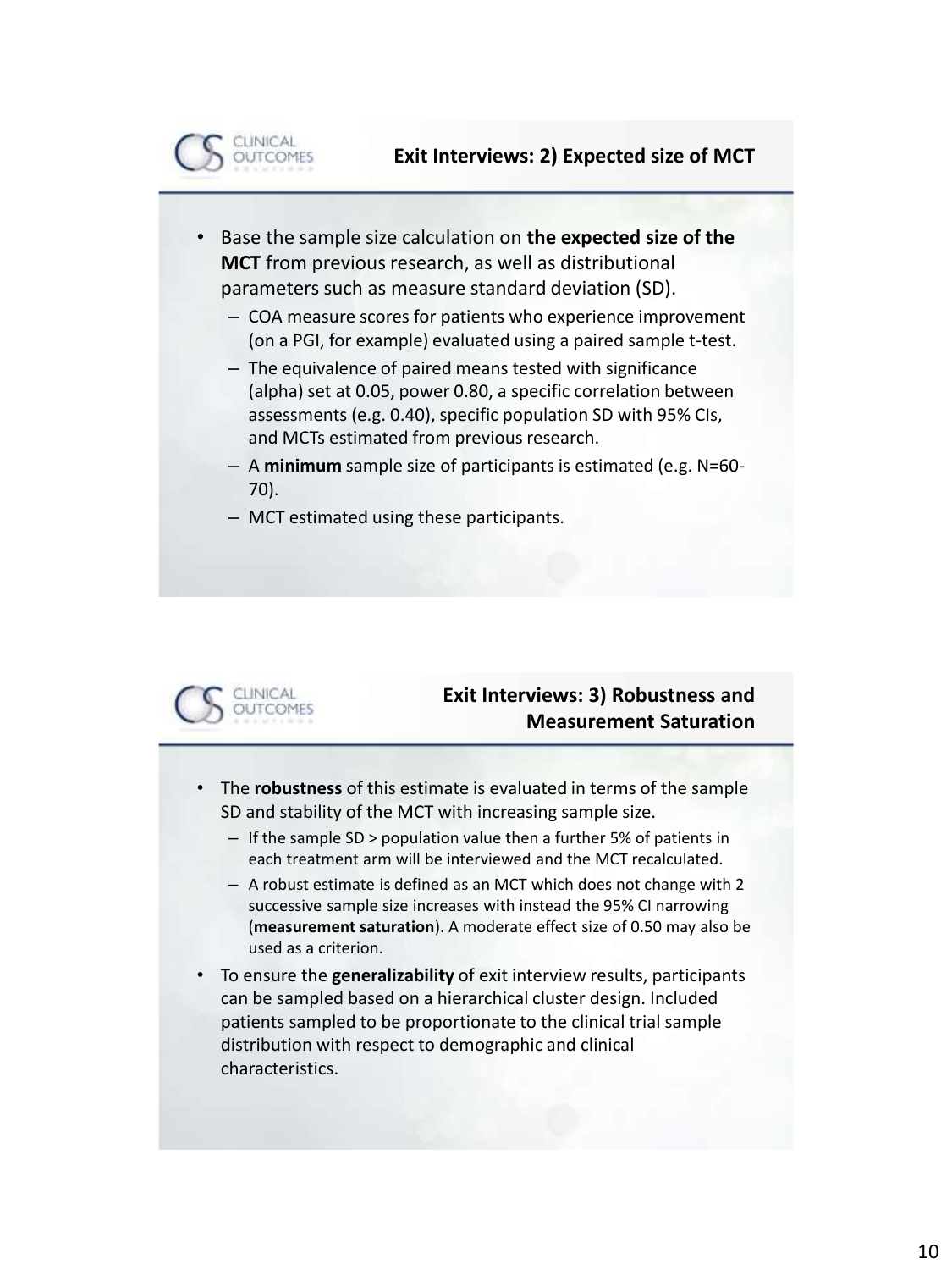## Exit Interviews: 2) Expected size of MCT

- Base the sample size calculation on **the expected size of the MCT** from previous research, as well as distributional parameters such as measure standard deviation (SD).
  - COA measure scores for patients who experience improvement (on a PGI, for example) evaluated using a paired sample t-test.
  - The equivalence of paired means tested with significance (alpha) set at 0.05, power 0.80, a specific correlation between assessments (e.g. 0.40), specific population SD with 95% CIs, and MCTs estimated from previous research.
  - A **minimum** sample size of participants is estimated (e.g. N=60-70).
  - MCT estimated using these participants.

## Exit Interviews: 3) Robustness and Measurement Saturation

- The **robustness** of this estimate is evaluated in terms of the sample SD and stability of the MCT with increasing sample size.
  - If the sample SD > population value then a further 5% of patients in each treatment arm will be interviewed and the MCT recalculated.
  - A robust estimate is defined as an MCT which does not change with 2 successive sample size increases with instead the 95% CI narrowing (**measurement saturation**). A moderate effect size of 0.50 may also be used as a criterion.
- To ensure the **generalizability** of exit interview results, participants can be sampled based on a hierarchical cluster design. Included patients sampled to be proportionate to the clinical trial sample distribution with respect to demographic and clinical characteristics.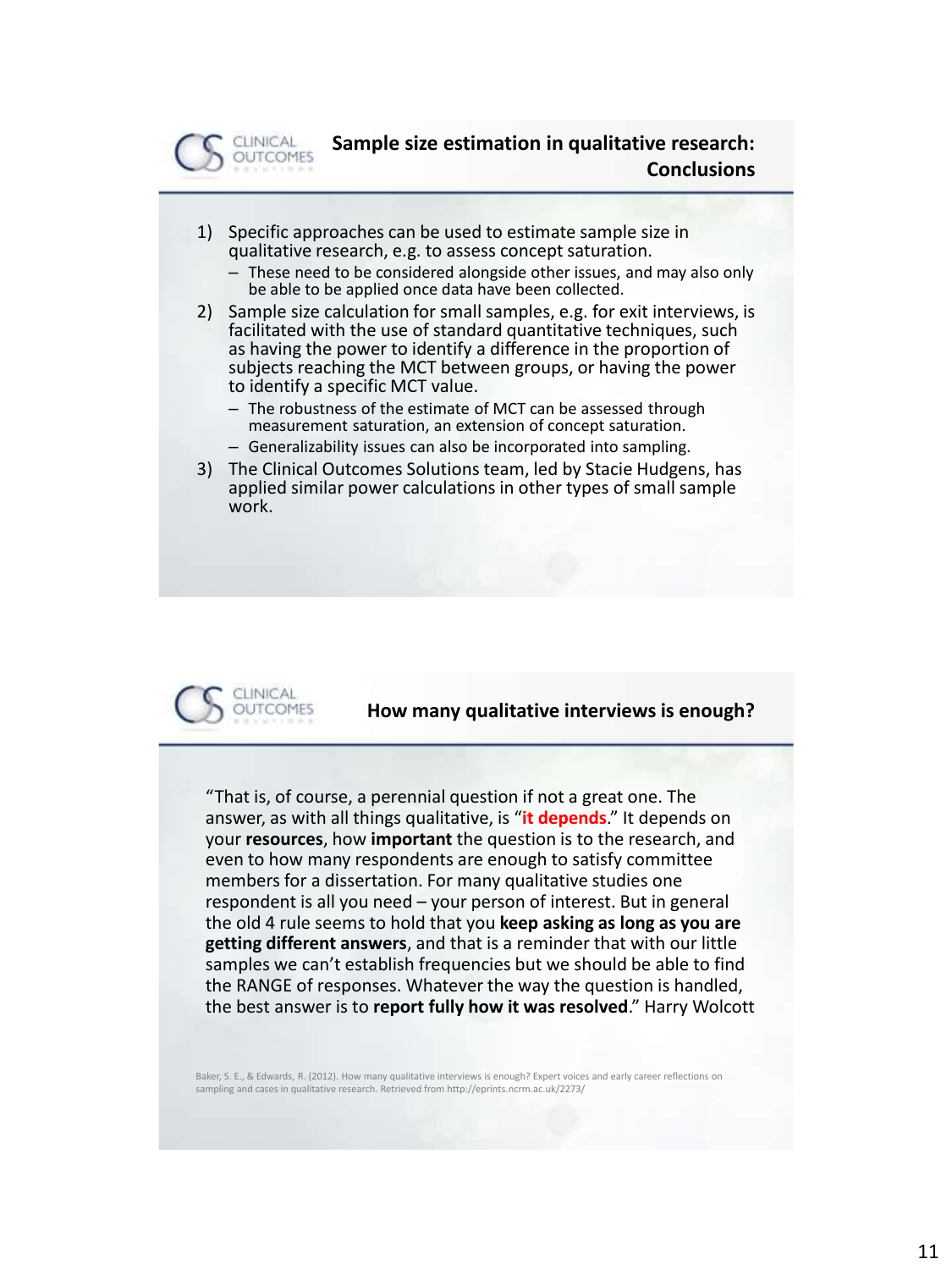## Sample size estimation in qualitative research: Conclusions

1) Specific approaches can be used to estimate sample size in qualitative research, e.g. to assess concept saturation.
   - These need to be considered alongside other issues, and may also only be able to be applied once data have been collected.
2) Sample size calculation for small samples, e.g. for exit interviews, is facilitated with the use of standard quantitative techniques, such as having the power to identify a difference in the proportion of subjects reaching the MCT between groups, or having the power to identify a specific MCT value.
   - The robustness of the estimate of MCT can be assessed through measurement saturation, an extension of concept saturation.
   - Generalizability issues can also be incorporated into sampling.
3) The Clinical Outcomes Solutions team, led by Stacie Hudgens, has applied similar power calculations in other types of small sample work.

## How many qualitative interviews is enough?

"That is, of course, a perennial question if not a great one. The answer, as with all things qualitative, is "**it depends**." It depends on your **resources**, how **important** the question is to the research, and even to how many respondents are enough to satisfy committee members for a dissertation. For many qualitative studies one respondent is all you need – your person of interest. But in general the old 4 rule seems to hold that you **keep asking as long as you are getting different answers**, and that is a reminder that with our little samples we can't establish frequencies but we should be able to find the RANGE of responses. Whatever the way the question is handled, the best answer is to **report fully how it was resolved**." Harry Wolcott

Baker, S. E., & Edwards, R. (2012). How many qualitative interviews is enough? Expert voices and early career reflections on sampling and cases in qualitative research. Retrieved from http://eprints.ncrm.ac.uk/2273/